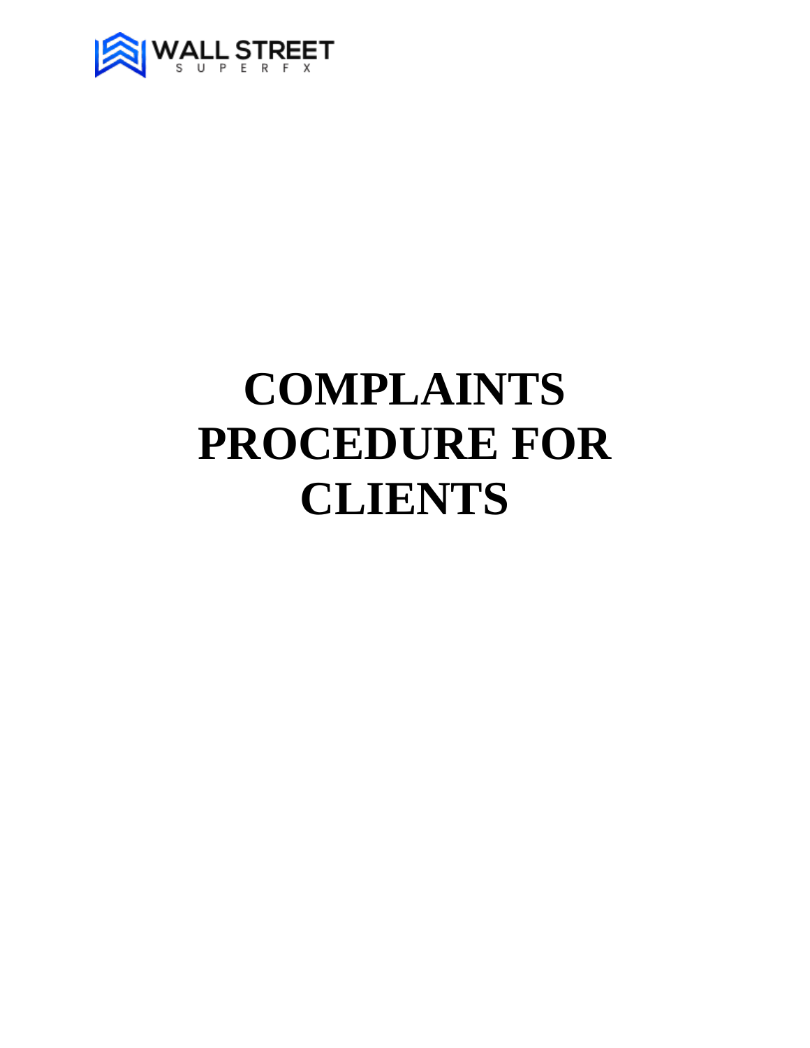WALL STREET
SUPER FX

# COMPLAINTS PROCEDURE FOR CLIENTS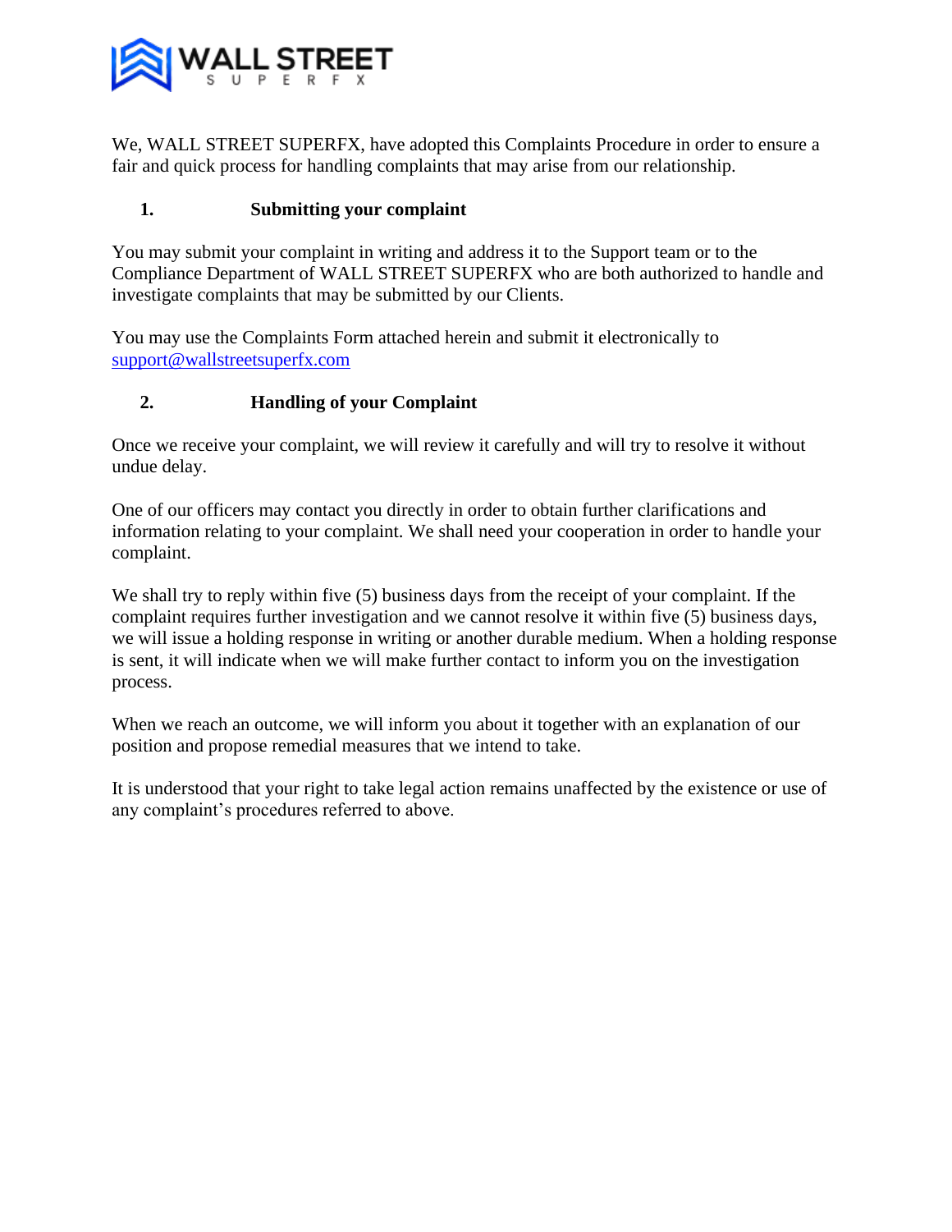We, WALL STREET SUPERFX, have adopted this Complaints Procedure in order to ensure a fair and quick process for handling complaints that may arise from our relationship.

## 1. Submitting your complaint

You may submit your complaint in writing and address it to the Support team or to the Compliance Department of WALL STREET SUPERFX who are both authorized to handle and investigate complaints that may be submitted by our Clients.

You may use the Complaints Form attached herein and submit it electronically to support@wallstreetsuperfx.com

## 2. Handling of your Complaint

Once we receive your complaint, we will review it carefully and will try to resolve it without undue delay.

One of our officers may contact you directly in order to obtain further clarifications and information relating to your complaint. We shall need your cooperation in order to handle your complaint.

We shall try to reply within five (5) business days from the receipt of your complaint. If the complaint requires further investigation and we cannot resolve it within five (5) business days, we will issue a holding response in writing or another durable medium. When a holding response is sent, it will indicate when we will make further contact to inform you on the investigation process.

When we reach an outcome, we will inform you about it together with an explanation of our position and propose remedial measures that we intend to take.

It is understood that your right to take legal action remains unaffected by the existence or use of any complaint's procedures referred to above.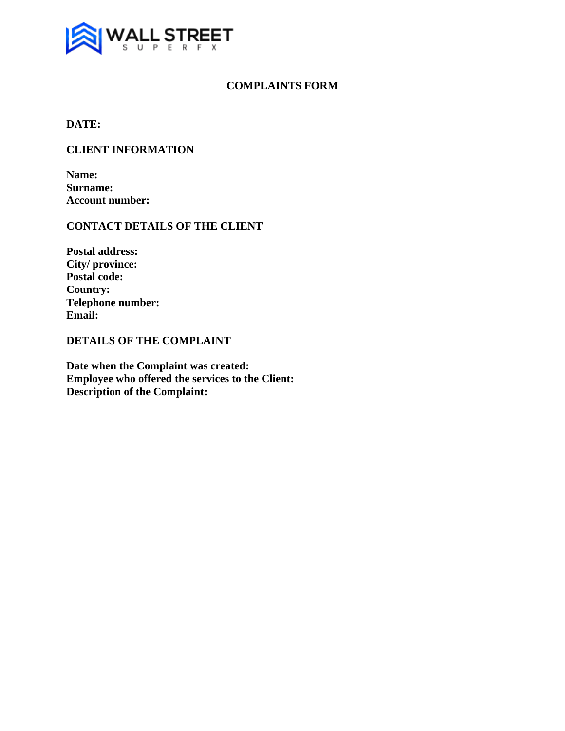# COMPLAINTS FORM

**DATE:**

## CLIENT INFORMATION

**Name:**
**Surname:**
**Account number:**

## CONTACT DETAILS OF THE CLIENT

**Postal address:**
**City/ province:**
**Postal code:**
**Country:**
**Telephone number:**
**Email:**

## DETAILS OF THE COMPLAINT

**Date when the Complaint was created:**
**Employee who offered the services to the Client:**
**Description of the Complaint:**